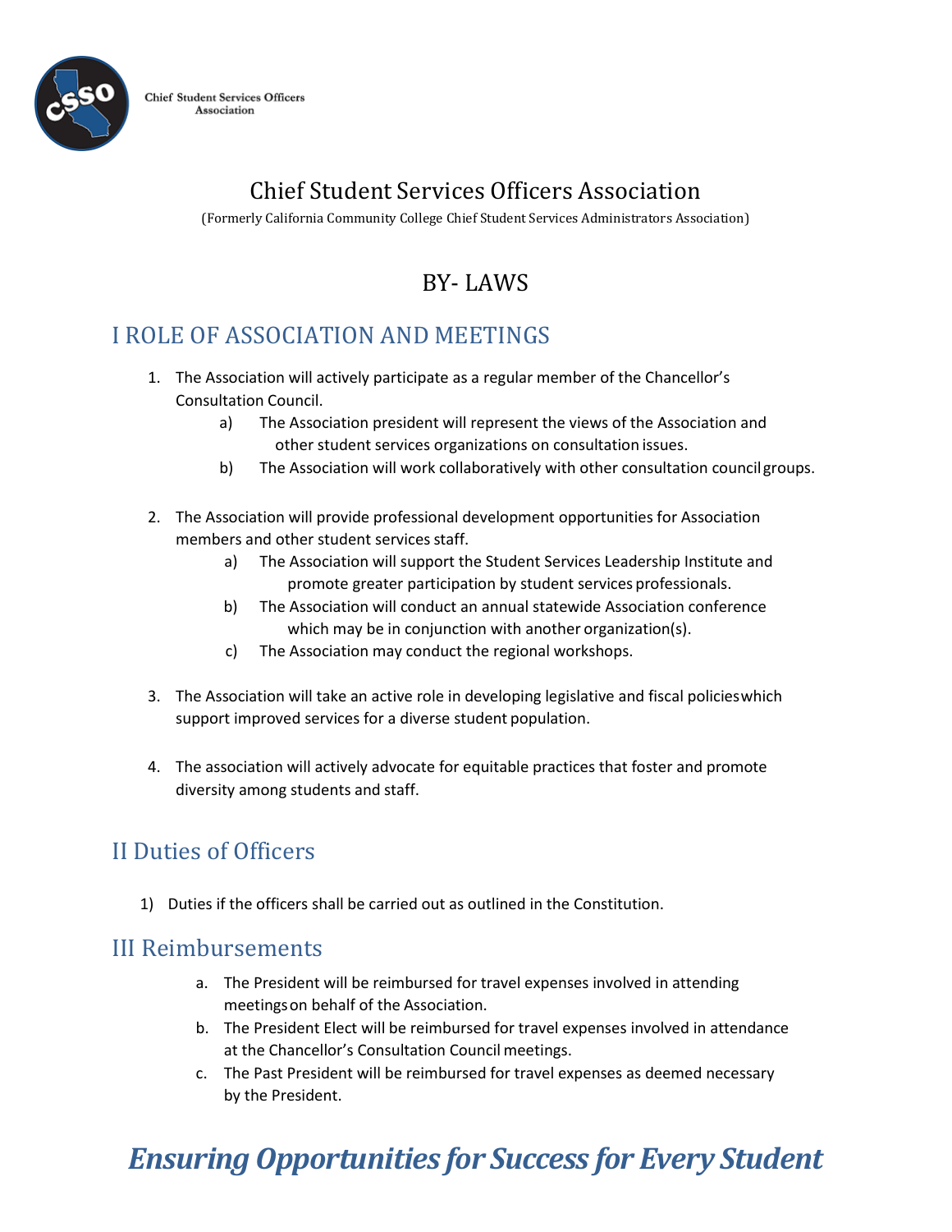Chief Student Services Officers Association

# Chief Student Services Officers Association

(Formerly California Community College Chief Student Services Administrators Association)

# BY- LAWS

## I ROLE OF ASSOCIATION AND MEETINGS

1. The Association will actively participate as a regular member of the Chancellor's Consultation Council.
   a) The Association president will represent the views of the Association and other student services organizations on consultation issues.
   b) The Association will work collaboratively with other consultation council groups.

2. The Association will provide professional development opportunities for Association members and other student services staff.
   a) The Association will support the Student Services Leadership Institute and promote greater participation by student services professionals.
   b) The Association will conduct an annual statewide Association conference which may be in conjunction with another organization(s).
   c) The Association may conduct the regional workshops.

3. The Association will take an active role in developing legislative and fiscal policies which support improved services for a diverse student population.

4. The association will actively advocate for equitable practices that foster and promote diversity among students and staff.

## II Duties of Officers

1) Duties if the officers shall be carried out as outlined in the Constitution.

## III Reimbursements

a. The President will be reimbursed for travel expenses involved in attending meetings on behalf of the Association.
b. The President Elect will be reimbursed for travel expenses involved in attendance at the Chancellor's Consultation Council meetings.
c. The Past President will be reimbursed for travel expenses as deemed necessary by the President.

***Ensuring Opportunities for Success for Every Student***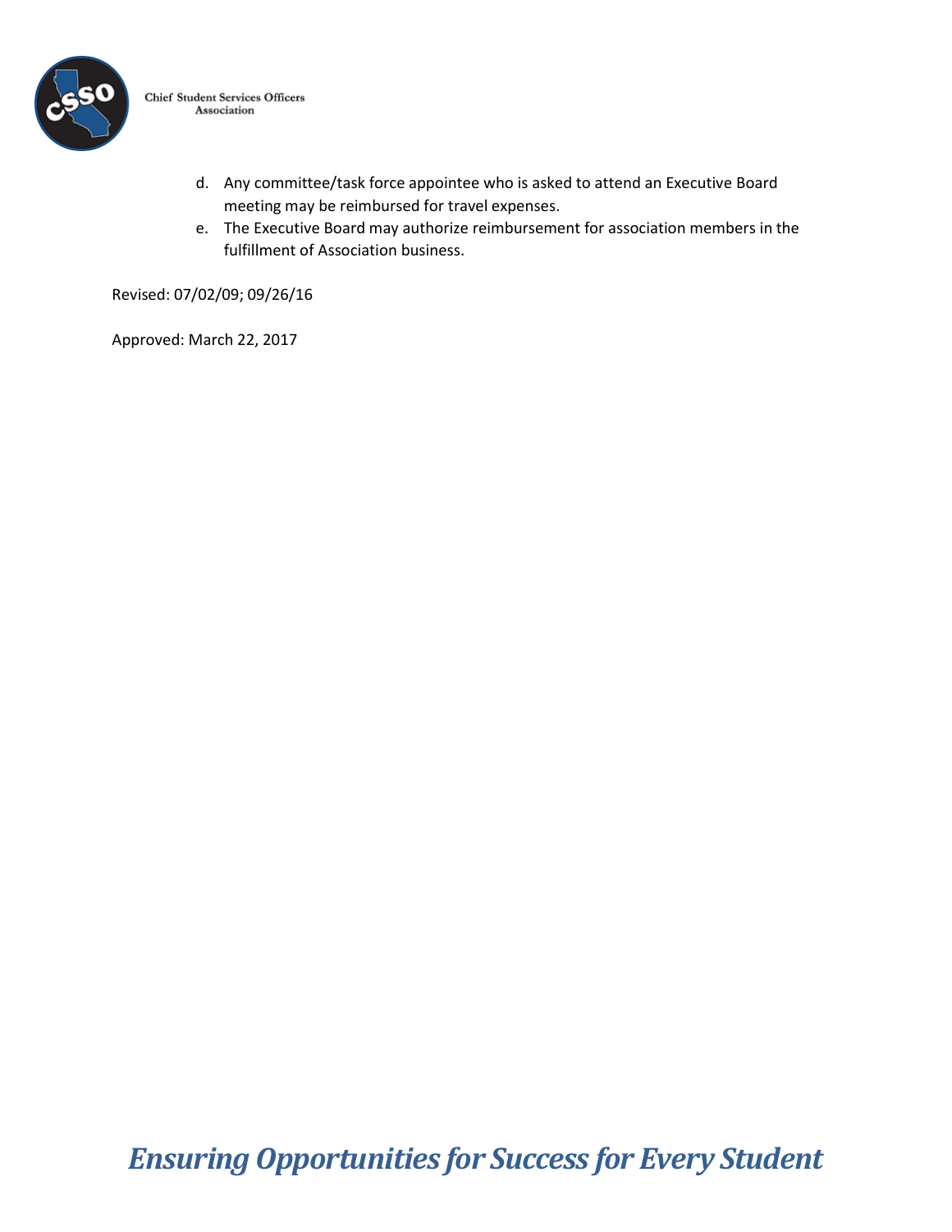d. Any committee/task force appointee who is asked to attend an Executive Board meeting may be reimbursed for travel expenses.
e. The Executive Board may authorize reimbursement for association members in the fulfillment of Association business.

Revised: 07/02/09; 09/26/16

Approved: March 22, 2017